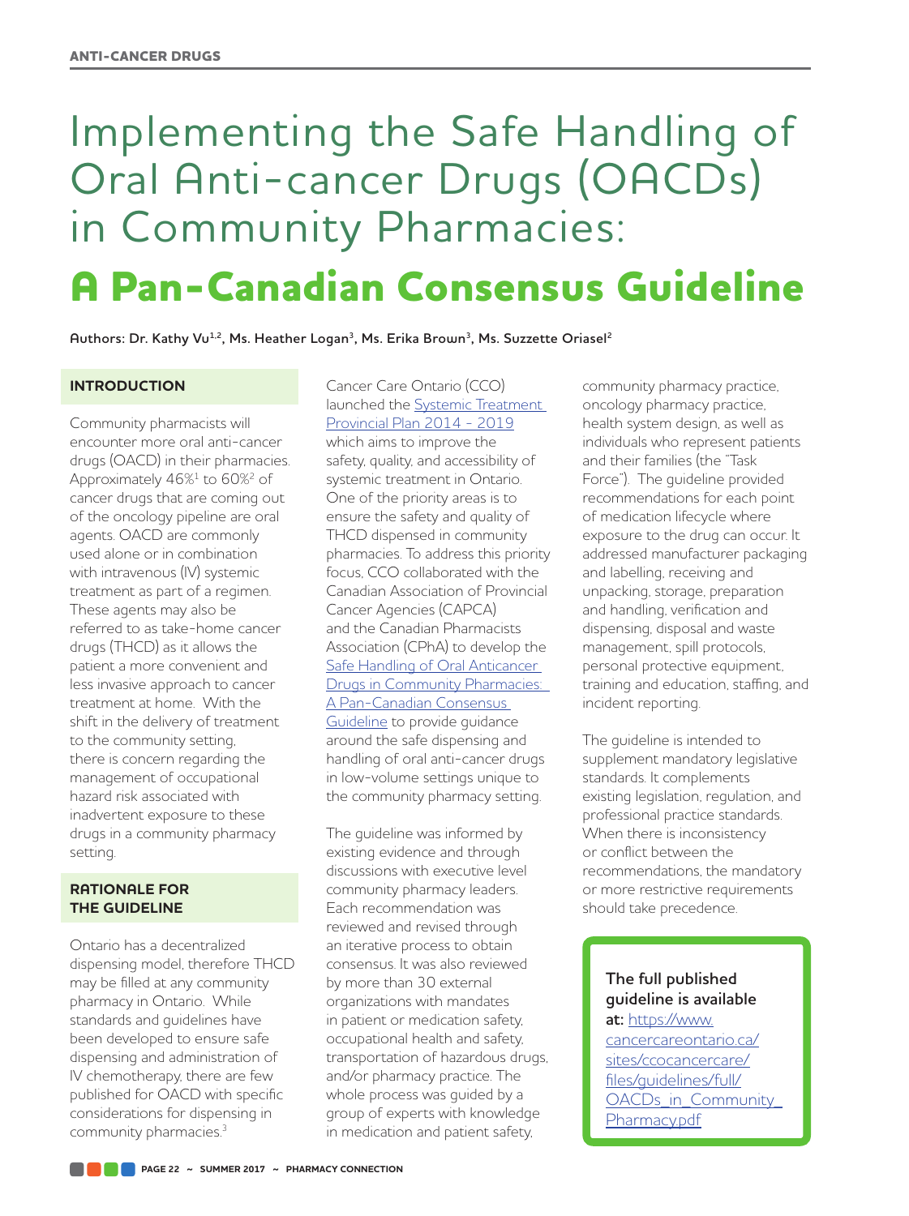ANTI-CANCER DRUGS

# Implementing the Safe Handling of Oral Anti-cancer Drugs (OACDs) in Community Pharmacies:

# A Pan-Canadian Consensus Guideline

**Authors: Dr. Kathy Vu[1,2], Ms. Heather Logan[3], Ms. Erika Brown[3], Ms. Suzzette Oriasel[2]**

## INTRODUCTION

Community pharmacists will encounter more oral anti-cancer drugs (OACD) in their pharmacies. Approximately 46%[1] to 60%[2] of cancer drugs that are coming out of the oncology pipeline are oral agents. OACD are commonly used alone or in combination with intravenous (IV) systemic treatment as part of a regimen. These agents may also be referred to as take-home cancer drugs (THCD) as it allows the patient a more convenient and less invasive approach to cancer treatment at home. With the shift in the delivery of treatment to the community setting, there is concern regarding the management of occupational hazard risk associated with inadvertent exposure to these drugs in a community pharmacy setting.

## RATIONALE FOR THE GUIDELINE

Ontario has a decentralized dispensing model, therefore THCD may be filled at any community pharmacy in Ontario. While standards and guidelines have been developed to ensure safe dispensing and administration of IV chemotherapy, there are few published for OACD with specific considerations for dispensing in community pharmacies.[3]

Cancer Care Ontario (CCO) launched the Systemic Treatment Provincial Plan 2014 - 2019 which aims to improve the safety, quality, and accessibility of systemic treatment in Ontario. One of the priority areas is to ensure the safety and quality of THCD dispensed in community pharmacies. To address this priority focus, CCO collaborated with the Canadian Association of Provincial Cancer Agencies (CAPCA) and the Canadian Pharmacists Association (CPhA) to develop the Safe Handling of Oral Anticancer Drugs in Community Pharmacies: A Pan-Canadian Consensus Guideline to provide guidance around the safe dispensing and handling of oral anti-cancer drugs in low-volume settings unique to the community pharmacy setting.

The guideline was informed by existing evidence and through discussions with executive level community pharmacy leaders. Each recommendation was reviewed and revised through an iterative process to obtain consensus. It was also reviewed by more than 30 external organizations with mandates in patient or medication safety, occupational health and safety, transportation of hazardous drugs, and/or pharmacy practice. The whole process was guided by a group of experts with knowledge in medication and patient safety, community pharmacy practice, oncology pharmacy practice, health system design, as well as individuals who represent patients and their families (the "Task Force"). The guideline provided recommendations for each point of medication lifecycle where exposure to the drug can occur. It addressed manufacturer packaging and labelling, receiving and unpacking, storage, preparation and handling, verification and dispensing, disposal and waste management, spill protocols, personal protective equipment, training and education, staffing, and incident reporting.

The guideline is intended to supplement mandatory legislative standards. It complements existing legislation, regulation, and professional practice standards. When there is inconsistency or conflict between the recommendations, the mandatory or more restrictive requirements should take precedence.

**The full published guideline is available at:** https://www.cancercareontario.ca/sites/ccocancercare/files/guidelines/full/OACDs_in_Community_Pharmacy.pdf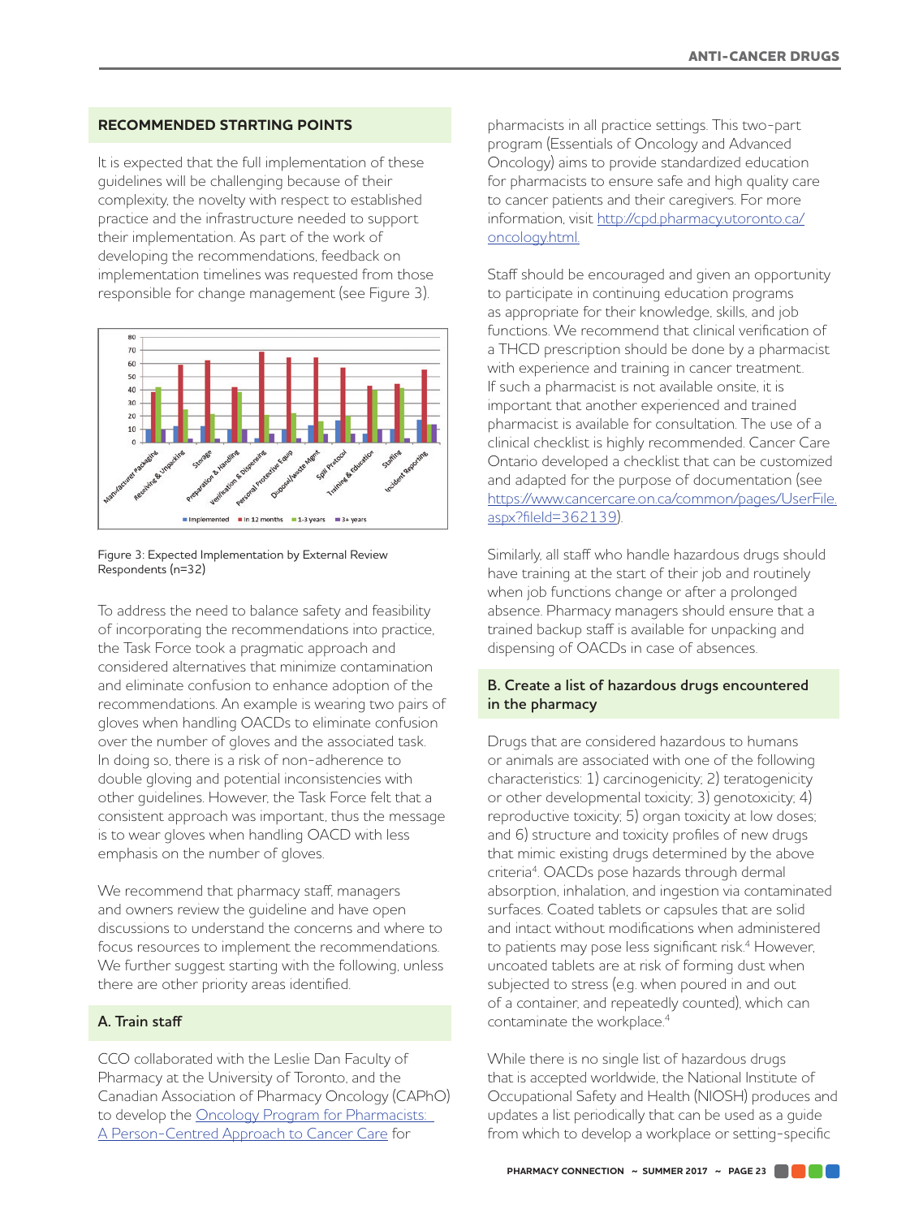## RECOMMENDED STARTING POINTS

It is expected that the full implementation of these guidelines will be challenging because of their complexity, the novelty with respect to established practice and the infrastructure needed to support their implementation. As part of the work of developing the recommendations, feedback on implementation timelines was requested from those responsible for change management (see Figure 3).

Figure 3: Expected Implementation by External Review Respondents (n=32)

To address the need to balance safety and feasibility of incorporating the recommendations into practice, the Task Force took a pragmatic approach and considered alternatives that minimize contamination and eliminate confusion to enhance adoption of the recommendations. An example is wearing two pairs of gloves when handling OACDs to eliminate confusion over the number of gloves and the associated task. In doing so, there is a risk of non-adherence to double gloving and potential inconsistencies with other guidelines. However, the Task Force felt that a consistent approach was important, thus the message is to wear gloves when handling OACD with less emphasis on the number of gloves.

We recommend that pharmacy staff, managers and owners review the guideline and have open discussions to understand the concerns and where to focus resources to implement the recommendations. We further suggest starting with the following, unless there are other priority areas identified.

### A. Train staff

CCO collaborated with the Leslie Dan Faculty of Pharmacy at the University of Toronto, and the Canadian Association of Pharmacy Oncology (CAPhO) to develop the Oncology Program for Pharmacists: A Person-Centred Approach to Cancer Care for pharmacists in all practice settings. This two-part program (Essentials of Oncology and Advanced Oncology) aims to provide standardized education for pharmacists to ensure safe and high quality care to cancer patients and their caregivers. For more information, visit http://cpd.pharmacy.utoronto.ca/oncology.html.

Staff should be encouraged and given an opportunity to participate in continuing education programs as appropriate for their knowledge, skills, and job functions. We recommend that clinical verification of a THCD prescription should be done by a pharmacist with experience and training in cancer treatment. If such a pharmacist is not available onsite, it is important that another experienced and trained pharmacist is available for consultation. The use of a clinical checklist is highly recommended. Cancer Care Ontario developed a checklist that can be customized and adapted for the purpose of documentation (see https://www.cancercare.on.ca/common/pages/UserFile.aspx?fileId=362139).

Similarly, all staff who handle hazardous drugs should have training at the start of their job and routinely when job functions change or after a prolonged absence. Pharmacy managers should ensure that a trained backup staff is available for unpacking and dispensing of OACDs in case of absences.

### B. Create a list of hazardous drugs encountered in the pharmacy

Drugs that are considered hazardous to humans or animals are associated with one of the following characteristics: 1) carcinogenicity; 2) teratogenicity or other developmental toxicity; 3) genotoxicity; 4) reproductive toxicity; 5) organ toxicity at low doses; and 6) structure and toxicity profiles of new drugs that mimic existing drugs determined by the above criteria[4]. OACDs pose hazards through dermal absorption, inhalation, and ingestion via contaminated surfaces. Coated tablets or capsules that are solid and intact without modifications when administered to patients may pose less significant risk.[4] However, uncoated tablets are at risk of forming dust when subjected to stress (e.g. when poured in and out of a container, and repeatedly counted), which can contaminate the workplace.[4]

While there is no single list of hazardous drugs that is accepted worldwide, the National Institute of Occupational Safety and Health (NIOSH) produces and updates a list periodically that can be used as a guide from which to develop a workplace or setting-specific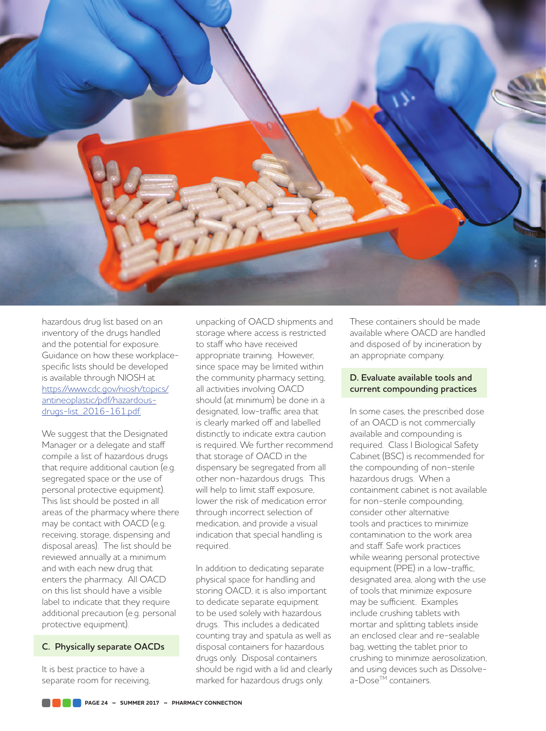hazardous drug list based on an inventory of the drugs handled and the potential for exposure. Guidance on how these workplace-specific lists should be developed is available through NIOSH at [https://www.cdc.gov/niosh/topics/antineoplastic/pdf/hazardous-drugs-list_2016-161.pdf](https://www.cdc.gov/niosh/topics/antineoplastic/pdf/hazardous-drugs-list_2016-161.pdf).

We suggest that the Designated Manager or a delegate and staff compile a list of hazardous drugs that require additional caution (e.g. segregated space or the use of personal protective equipment). This list should be posted in all areas of the pharmacy where there may be contact with OACD (e.g. receiving, storage, dispensing and disposal areas). The list should be reviewed annually at a minimum and with each new drug that enters the pharmacy. All OACD on this list should have a visible label to indicate that they require additional precaution (e.g. personal protective equipment).

### C. Physically separate OACDs

It is best practice to have a separate room for receiving, unpacking of OACD shipments and storage where access is restricted to staff who have received appropriate training. However, since space may be limited within the community pharmacy setting, all activities involving OACD should (at minimum) be done in a designated, low-traffic area that is clearly marked off and labelled distinctly to indicate extra caution is required. We further recommend that storage of OACD in the dispensary be segregated from all other non-hazardous drugs. This will help to limit staff exposure, lower the risk of medication error through incorrect selection of medication, and provide a visual indication that special handling is required.

In addition to dedicating separate physical space for handling and storing OACD, it is also important to dedicate separate equipment to be used solely with hazardous drugs. This includes a dedicated counting tray and spatula as well as disposal containers for hazardous drugs only. Disposal containers should be rigid with a lid and clearly marked for hazardous drugs only. These containers should be made available where OACD are handled and disposed of by incineration by an appropriate company.

### D. Evaluate available tools and current compounding practices

In some cases, the prescribed dose of an OACD is not commercially available and compounding is required. Class I Biological Safety Cabinet (BSC) is recommended for the compounding of non-sterile hazardous drugs. When a containment cabinet is not available for non-sterile compounding, consider other alternative tools and practices to minimize contamination to the work area and staff. Safe work practices while wearing personal protective equipment (PPE) in a low-traffic, designated area, along with the use of tools that minimize exposure may be sufficient. Examples include crushing tablets with mortar and splitting tablets inside an enclosed clear and re-sealable bag, wetting the tablet prior to crushing to minimize aerosolization, and using devices such as Dissolve-a-Dose™ containers.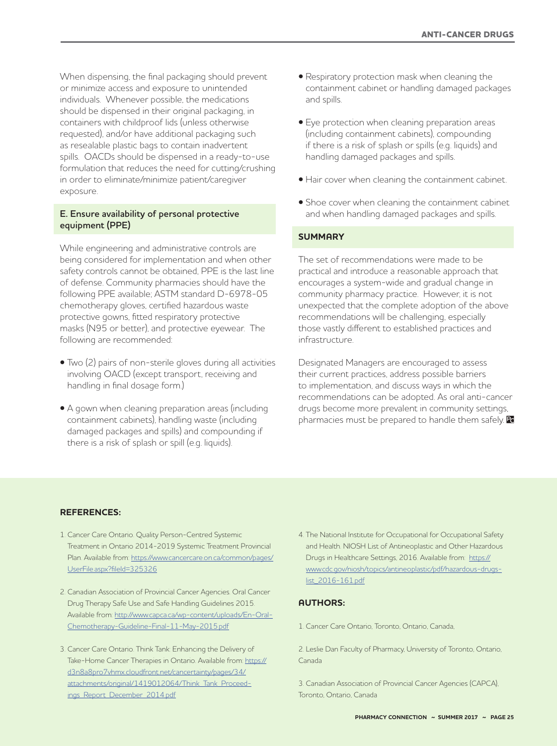When dispensing, the final packaging should prevent or minimize access and exposure to unintended individuals. Whenever possible, the medications should be dispensed in their original packaging, in containers with childproof lids (unless otherwise requested), and/or have additional packaging such as resealable plastic bags to contain inadvertent spills. OACDs should be dispensed in a ready-to-use formulation that reduces the need for cutting/crushing in order to eliminate/minimize patient/caregiver exposure.

### E. Ensure availability of personal protective equipment (PPE)

While engineering and administrative controls are being considered for implementation and when other safety controls cannot be obtained, PPE is the last line of defense. Community pharmacies should have the following PPE available; ASTM standard D-6978-05 chemotherapy gloves, certified hazardous waste protective gowns, fitted respiratory protective masks (N95 or better), and protective eyewear. The following are recommended:

- Two (2) pairs of non-sterile gloves during all activities involving OACD (except transport, receiving and handling in final dosage form.)
- A gown when cleaning preparation areas (including containment cabinets), handling waste (including damaged packages and spills) and compounding if there is a risk of splash or spill (e.g. liquids).
- Respiratory protection mask when cleaning the containment cabinet or handling damaged packages and spills.
- Eye protection when cleaning preparation areas (including containment cabinets), compounding if there is a risk of splash or spills (e.g. liquids) and handling damaged packages and spills.
- Hair cover when cleaning the containment cabinet.
- Shoe cover when cleaning the containment cabinet and when handling damaged packages and spills.

## SUMMARY

The set of recommendations were made to be practical and introduce a reasonable approach that encourages a system-wide and gradual change in community pharmacy practice. However, it is not unexpected that the complete adoption of the above recommendations will be challenging, especially those vastly different to established practices and infrastructure.

Designated Managers are encouraged to assess their current practices, address possible barriers to implementation, and discuss ways in which the recommendations can be adopted. As oral anti-cancer drugs become more prevalent in community settings, pharmacies must be prepared to handle them safely.

## REFERENCES:

1. Cancer Care Ontario. Quality Person-Centred Systemic Treatment in Ontario 2014-2019 Systemic Treatment Provincial Plan. Available from: https://www.cancercare.on.ca/common/pages/UserFile.aspx?fileId=325326
2. Canadian Association of Provincial Cancer Agencies. Oral Cancer Drug Therapy Safe Use and Safe Handling Guidelines 2015. Available from: http://www.capca.ca/wp-content/uploads/En-Oral-Chemotherapy-Guideline-Final-11-May-2015.pdf
3. Cancer Care Ontario. Think Tank: Enhancing the Delivery of Take-Home Cancer Therapies in Ontario. Available from: https://d3n8a8pro7vhmx.cloudfront.net/cancertainty/pages/34/attachments/original/1419012064/Think_Tank_Proceedings_Report_December_2014.pdf
4. The National Institute for Occupational for Occupational Safety and Health. NIOSH List of Antineoplastic and Other Hazardous Drugs in Healthcare Settings, 2016. Available from: https://www.cdc.gov/niosh/topics/antineoplastic/pdf/hazardous-drugs-list_2016-161.pdf

## AUTHORS:

1. Cancer Care Ontario, Toronto, Ontario, Canada,
2. Leslie Dan Faculty of Pharmacy, University of Toronto, Ontario, Canada
3. Canadian Association of Provincial Cancer Agencies (CAPCA), Toronto, Ontario, Canada